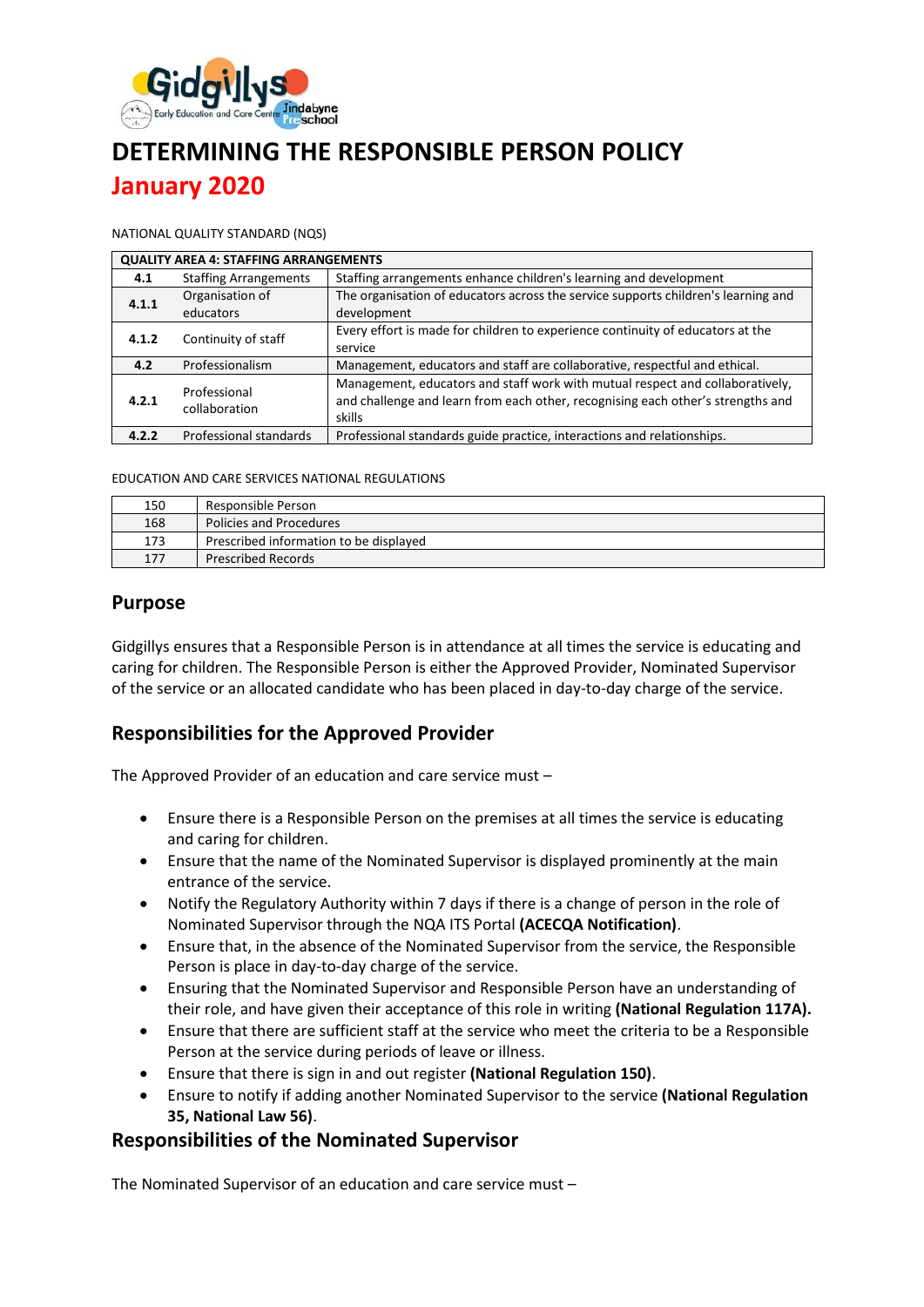# DETERMINING THE RESPONSIBLE PERSON POLICY

## January 2020

NATIONAL QUALITY STANDARD (NQS)

| QUALITY AREA 4: STAFFING ARRANGEMENTS | | |
|---|---|---|
| **4.1** | Staffing Arrangements | Staffing arrangements enhance children's learning and development |
| **4.1.1** | Organisation of educators | The organisation of educators across the service supports children's learning and development |
| **4.1.2** | Continuity of staff | Every effort is made for children to experience continuity of educators at the service |
| **4.2** | Professionalism | Management, educators and staff are collaborative, respectful and ethical. |
| **4.2.1** | Professional collaboration | Management, educators and staff work with mutual respect and collaboratively, and challenge and learn from each other, recognising each other's strengths and skills |
| **4.2.2** | Professional standards | Professional standards guide practice, interactions and relationships. |

EDUCATION AND CARE SERVICES NATIONAL REGULATIONS

| | |
|---|---|
| 150 | Responsible Person |
| 168 | Policies and Procedures |
| 173 | Prescribed information to be displayed |
| 177 | Prescribed Records |

## Purpose

Gidgillys ensures that a Responsible Person is in attendance at all times the service is educating and caring for children. The Responsible Person is either the Approved Provider, Nominated Supervisor of the service or an allocated candidate who has been placed in day-to-day charge of the service.

## Responsibilities for the Approved Provider

The Approved Provider of an education and care service must –

- Ensure there is a Responsible Person on the premises at all times the service is educating and caring for children.
- Ensure that the name of the Nominated Supervisor is displayed prominently at the main entrance of the service.
- Notify the Regulatory Authority within 7 days if there is a change of person in the role of Nominated Supervisor through the NQA ITS Portal **(ACECQA Notification)**.
- Ensure that, in the absence of the Nominated Supervisor from the service, the Responsible Person is place in day-to-day charge of the service.
- Ensuring that the Nominated Supervisor and Responsible Person have an understanding of their role, and have given their acceptance of this role in writing **(National Regulation 117A).**
- Ensure that there are sufficient staff at the service who meet the criteria to be a Responsible Person at the service during periods of leave or illness.
- Ensure that there is sign in and out register **(National Regulation 150)**.
- Ensure to notify if adding another Nominated Supervisor to the service **(National Regulation 35, National Law 56)**.

## Responsibilities of the Nominated Supervisor

The Nominated Supervisor of an education and care service must –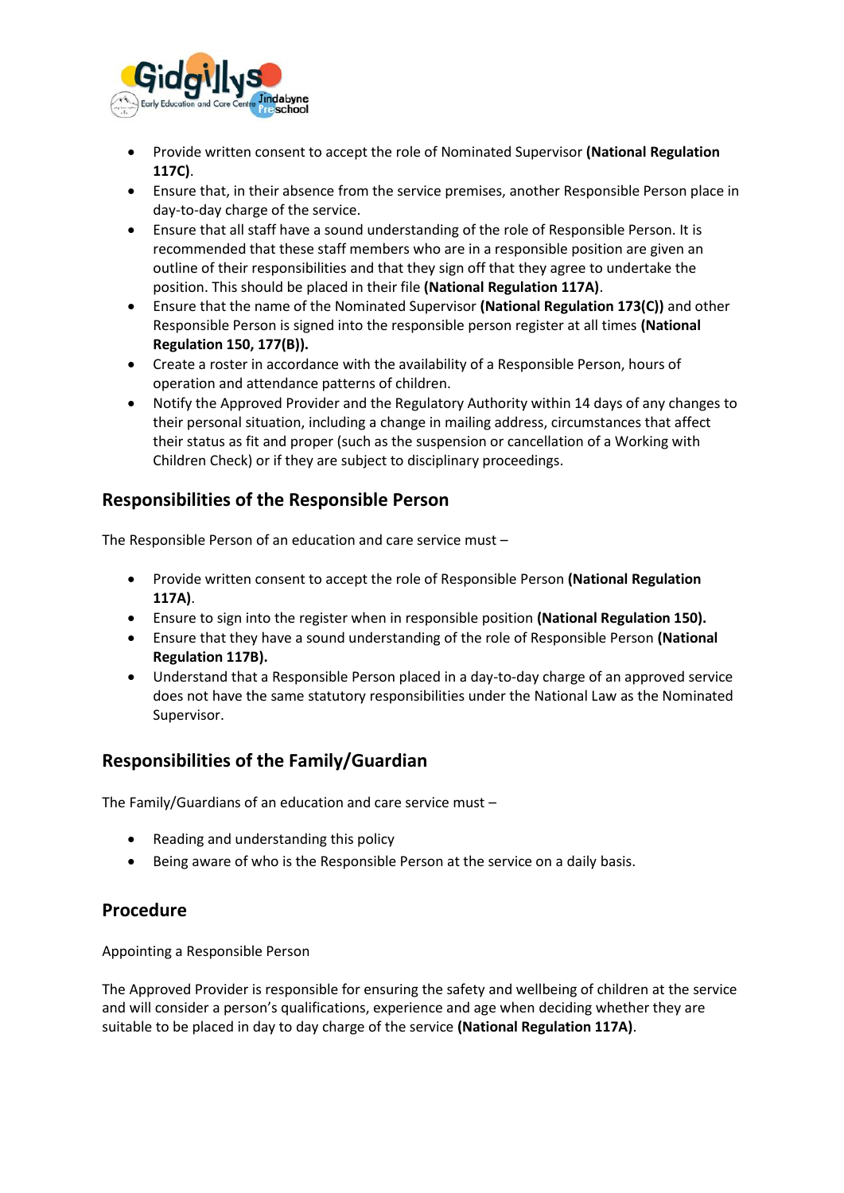- Provide written consent to accept the role of Nominated Supervisor **(National Regulation 117C)**.
- Ensure that, in their absence from the service premises, another Responsible Person place in day-to-day charge of the service.
- Ensure that all staff have a sound understanding of the role of Responsible Person. It is recommended that these staff members who are in a responsible position are given an outline of their responsibilities and that they sign off that they agree to undertake the position. This should be placed in their file **(National Regulation 117A)**.
- Ensure that the name of the Nominated Supervisor **(National Regulation 173(C))** and other Responsible Person is signed into the responsible person register at all times **(National Regulation 150, 177(B)).**
- Create a roster in accordance with the availability of a Responsible Person, hours of operation and attendance patterns of children.
- Notify the Approved Provider and the Regulatory Authority within 14 days of any changes to their personal situation, including a change in mailing address, circumstances that affect their status as fit and proper (such as the suspension or cancellation of a Working with Children Check) or if they are subject to disciplinary proceedings.

## Responsibilities of the Responsible Person

The Responsible Person of an education and care service must –

- Provide written consent to accept the role of Responsible Person **(National Regulation 117A)**.
- Ensure to sign into the register when in responsible position **(National Regulation 150).**
- Ensure that they have a sound understanding of the role of Responsible Person **(National Regulation 117B).**
- Understand that a Responsible Person placed in a day-to-day charge of an approved service does not have the same statutory responsibilities under the National Law as the Nominated Supervisor.

## Responsibilities of the Family/Guardian

The Family/Guardians of an education and care service must –

- Reading and understanding this policy
- Being aware of who is the Responsible Person at the service on a daily basis.

## Procedure

Appointing a Responsible Person

The Approved Provider is responsible for ensuring the safety and wellbeing of children at the service and will consider a person's qualifications, experience and age when deciding whether they are suitable to be placed in day to day charge of the service **(National Regulation 117A)**.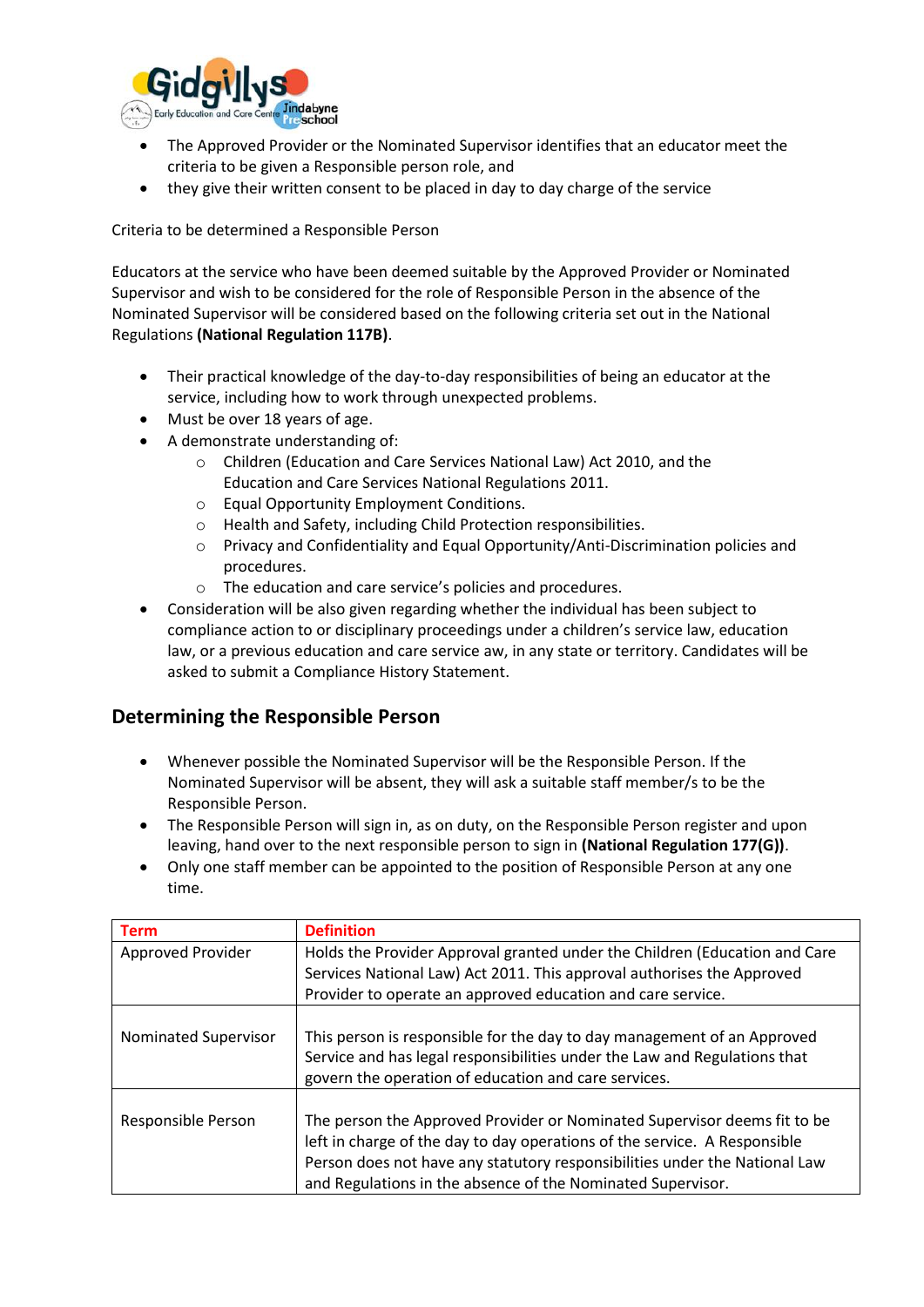- The Approved Provider or the Nominated Supervisor identifies that an educator meet the criteria to be given a Responsible person role, and
- they give their written consent to be placed in day to day charge of the service

Criteria to be determined a Responsible Person

Educators at the service who have been deemed suitable by the Approved Provider or Nominated Supervisor and wish to be considered for the role of Responsible Person in the absence of the Nominated Supervisor will be considered based on the following criteria set out in the National Regulations **(National Regulation 117B)**.

- Their practical knowledge of the day-to-day responsibilities of being an educator at the service, including how to work through unexpected problems.
- Must be over 18 years of age.
- A demonstrate understanding of:
    - Children (Education and Care Services National Law) Act 2010, and the Education and Care Services National Regulations 2011.
    - Equal Opportunity Employment Conditions.
    - Health and Safety, including Child Protection responsibilities.
    - Privacy and Confidentiality and Equal Opportunity/Anti-Discrimination policies and procedures.
    - The education and care service's policies and procedures.
- Consideration will be also given regarding whether the individual has been subject to compliance action to or disciplinary proceedings under a children's service law, education law, or a previous education and care service aw, in any state or territory. Candidates will be asked to submit a Compliance History Statement.

## Determining the Responsible Person

- Whenever possible the Nominated Supervisor will be the Responsible Person. If the Nominated Supervisor will be absent, they will ask a suitable staff member/s to be the Responsible Person.
- The Responsible Person will sign in, as on duty, on the Responsible Person register and upon leaving, hand over to the next responsible person to sign in **(National Regulation 177(G))**.
- Only one staff member can be appointed to the position of Responsible Person at any one time.

| Term | Definition |
| --- | --- |
| Approved Provider | Holds the Provider Approval granted under the Children (Education and Care Services National Law) Act 2011. This approval authorises the Approved Provider to operate an approved education and care service. |
| Nominated Supervisor | This person is responsible for the day to day management of an Approved Service and has legal responsibilities under the Law and Regulations that govern the operation of education and care services. |
| Responsible Person | The person the Approved Provider or Nominated Supervisor deems fit to be left in charge of the day to day operations of the service. A Responsible Person does not have any statutory responsibilities under the National Law and Regulations in the absence of the Nominated Supervisor. |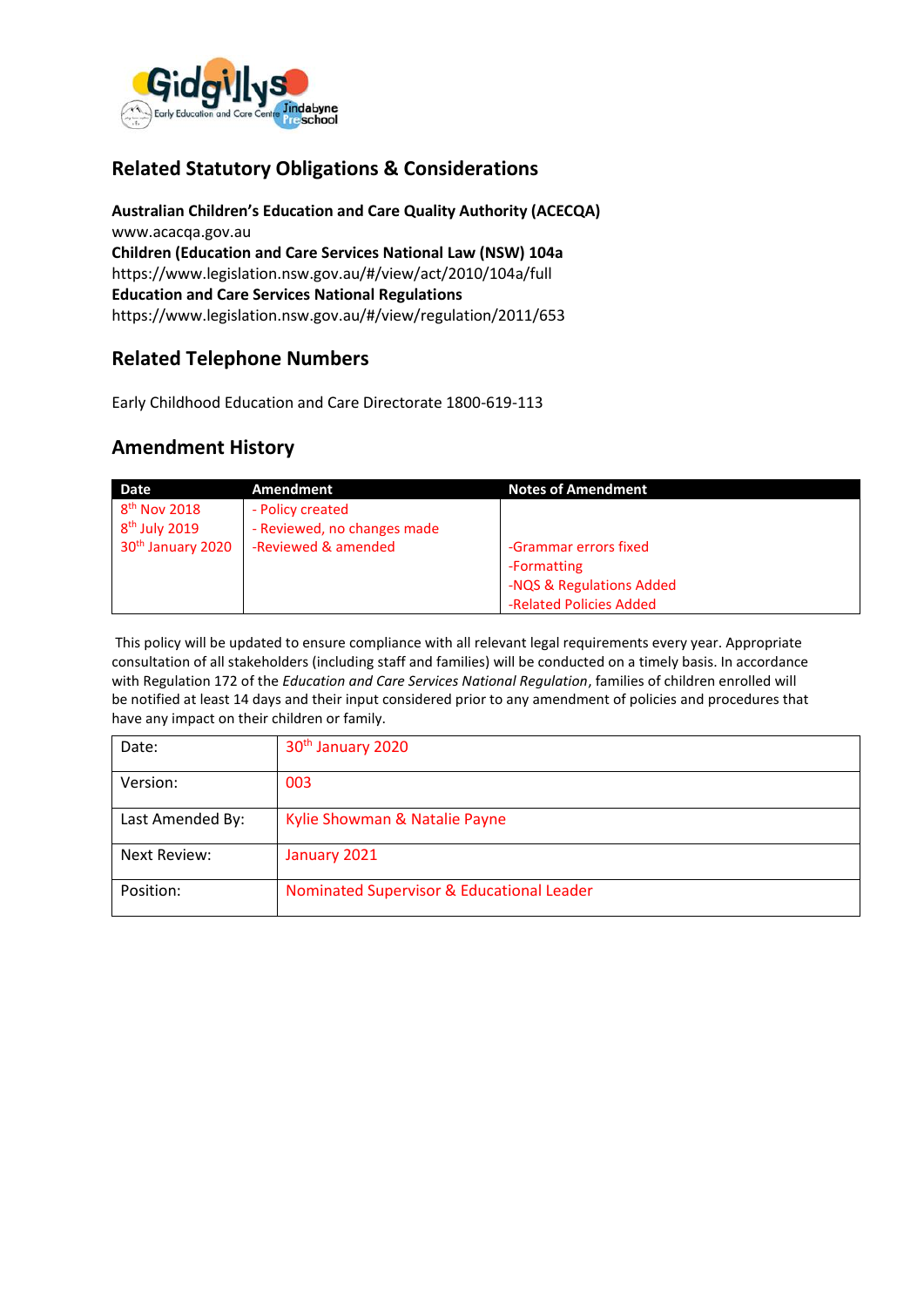## Related Statutory Obligations & Considerations

**Australian Children's Education and Care Quality Authority (ACECQA)**
www.acacqa.gov.au
**Children (Education and Care Services National Law (NSW) 104a**
https://www.legislation.nsw.gov.au/#/view/act/2010/104a/full
**Education and Care Services National Regulations**
https://www.legislation.nsw.gov.au/#/view/regulation/2011/653

## Related Telephone Numbers

Early Childhood Education and Care Directorate 1800-619-113

## Amendment History

| Date | Amendment | Notes of Amendment |
|---|---|---|
| 8th Nov 2018 | - Policy created | |
| 8th July 2019 | - Reviewed, no changes made | |
| 30th January 2020 | -Reviewed & amended | -Grammar errors fixed<br>-Formatting<br>-NQS & Regulations Added<br>-Related Policies Added |

This policy will be updated to ensure compliance with all relevant legal requirements every year. Appropriate consultation of all stakeholders (including staff and families) will be conducted on a timely basis. In accordance with Regulation 172 of the *Education and Care Services National Regulation*, families of children enrolled will be notified at least 14 days and their input considered prior to any amendment of policies and procedures that have any impact on their children or family.

| | |
|---|---|
| Date: | 30th January 2020 |
| Version: | 003 |
| Last Amended By: | Kylie Showman & Natalie Payne |
| Next Review: | January 2021 |
| Position: | Nominated Supervisor & Educational Leader |